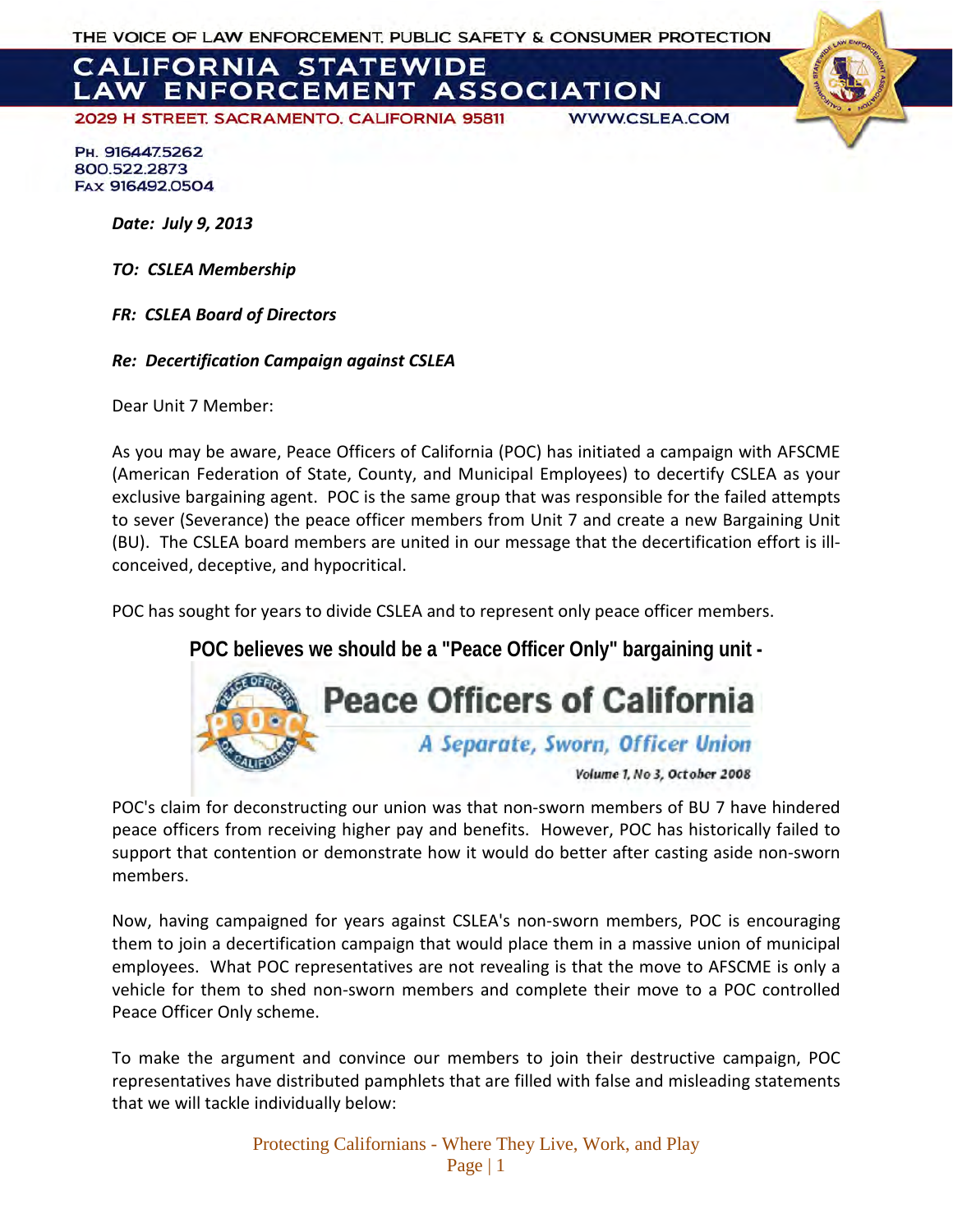THE VOICE OF LAW ENFORCEMENT, PUBLIC SAFETY & CONSUMER PROTECTION

# CALIFORNIA STATEWIDE LAW ENFORCEMENT ASSOCIATION

2029 H STREET, SACRAMENTO, CALIFORNIA 95811 WWW.CSLEA.COM

PH. 916447.5262
800.522.2873
FAX 916492.0504

***Date: July 9, 2013***

***TO: CSLEA Membership***

***FR: CSLEA Board of Directors***

***Re: Decertification Campaign against CSLEA***

Dear Unit 7 Member:

As you may be aware, Peace Officers of California (POC) has initiated a campaign with AFSCME (American Federation of State, County, and Municipal Employees) to decertify CSLEA as your exclusive bargaining agent. POC is the same group that was responsible for the failed attempts to sever (Severance) the peace officer members from Unit 7 and create a new Bargaining Unit (BU). The CSLEA board members are united in our message that the decertification effort is ill-conceived, deceptive, and hypocritical.

POC has sought for years to divide CSLEA and to represent only peace officer members.

**POC believes we should be a "Peace Officer Only" bargaining unit -**

**Peace Officers of California**

*A Separate, Sworn, Officer Union*

*Volume 1, No 3, October 2008*

POC's claim for deconstructing our union was that non-sworn members of BU 7 have hindered peace officers from receiving higher pay and benefits. However, POC has historically failed to support that contention or demonstrate how it would do better after casting aside non-sworn members.

Now, having campaigned for years against CSLEA's non-sworn members, POC is encouraging them to join a decertification campaign that would place them in a massive union of municipal employees. What POC representatives are not revealing is that the move to AFSCME is only a vehicle for them to shed non-sworn members and complete their move to a POC controlled Peace Officer Only scheme.

To make the argument and convince our members to join their destructive campaign, POC representatives have distributed pamphlets that are filled with false and misleading statements that we will tackle individually below:

Protecting Californians - Where They Live, Work, and Play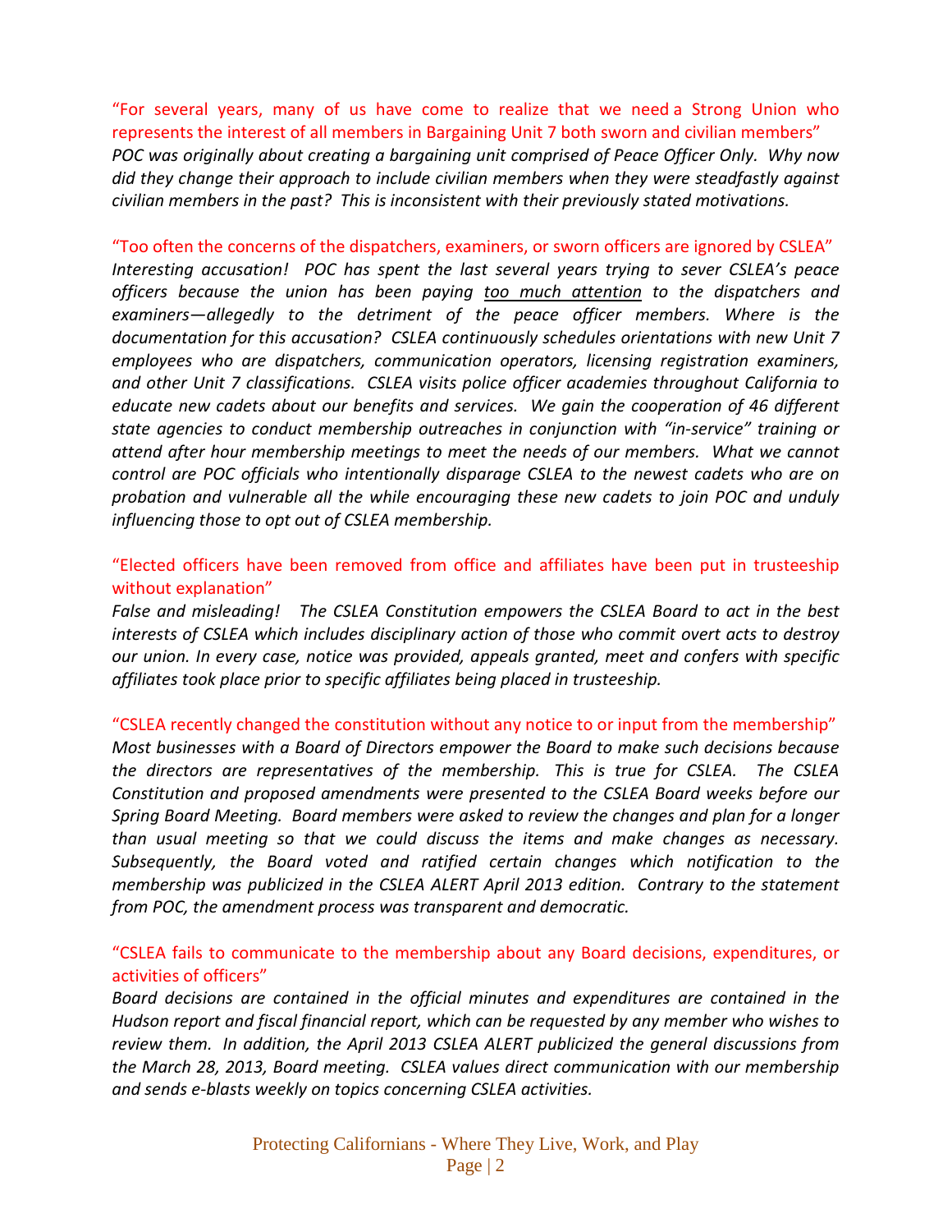"For several years, many of us have come to realize that we need a Strong Union who represents the interest of all members in Bargaining Unit 7 both sworn and civilian members"

*POC was originally about creating a bargaining unit comprised of Peace Officer Only. Why now did they change their approach to include civilian members when they were steadfastly against civilian members in the past? This is inconsistent with their previously stated motivations.*

"Too often the concerns of the dispatchers, examiners, or sworn officers are ignored by CSLEA"

*Interesting accusation! POC has spent the last several years trying to sever CSLEA's peace officers because the union has been paying <u>too much attention</u> to the dispatchers and examiners—allegedly to the detriment of the peace officer members. Where is the documentation for this accusation? CSLEA continuously schedules orientations with new Unit 7 employees who are dispatchers, communication operators, licensing registration examiners, and other Unit 7 classifications. CSLEA visits police officer academies throughout California to educate new cadets about our benefits and services. We gain the cooperation of 46 different state agencies to conduct membership outreaches in conjunction with "in-service" training or attend after hour membership meetings to meet the needs of our members. What we cannot control are POC officials who intentionally disparage CSLEA to the newest cadets who are on probation and vulnerable all the while encouraging these new cadets to join POC and unduly influencing those to opt out of CSLEA membership.*

"Elected officers have been removed from office and affiliates have been put in trusteeship without explanation"

*False and misleading! The CSLEA Constitution empowers the CSLEA Board to act in the best interests of CSLEA which includes disciplinary action of those who commit overt acts to destroy our union. In every case, notice was provided, appeals granted, meet and confers with specific affiliates took place prior to specific affiliates being placed in trusteeship.*

"CSLEA recently changed the constitution without any notice to or input from the membership"

*Most businesses with a Board of Directors empower the Board to make such decisions because the directors are representatives of the membership. This is true for CSLEA. The CSLEA Constitution and proposed amendments were presented to the CSLEA Board weeks before our Spring Board Meeting. Board members were asked to review the changes and plan for a longer than usual meeting so that we could discuss the items and make changes as necessary. Subsequently, the Board voted and ratified certain changes which notification to the membership was publicized in the CSLEA ALERT April 2013 edition. Contrary to the statement from POC, the amendment process was transparent and democratic.*

"CSLEA fails to communicate to the membership about any Board decisions, expenditures, or activities of officers"

*Board decisions are contained in the official minutes and expenditures are contained in the Hudson report and fiscal financial report, which can be requested by any member who wishes to review them. In addition, the April 2013 CSLEA ALERT publicized the general discussions from the March 28, 2013, Board meeting. CSLEA values direct communication with our membership and sends e-blasts weekly on topics concerning CSLEA activities.*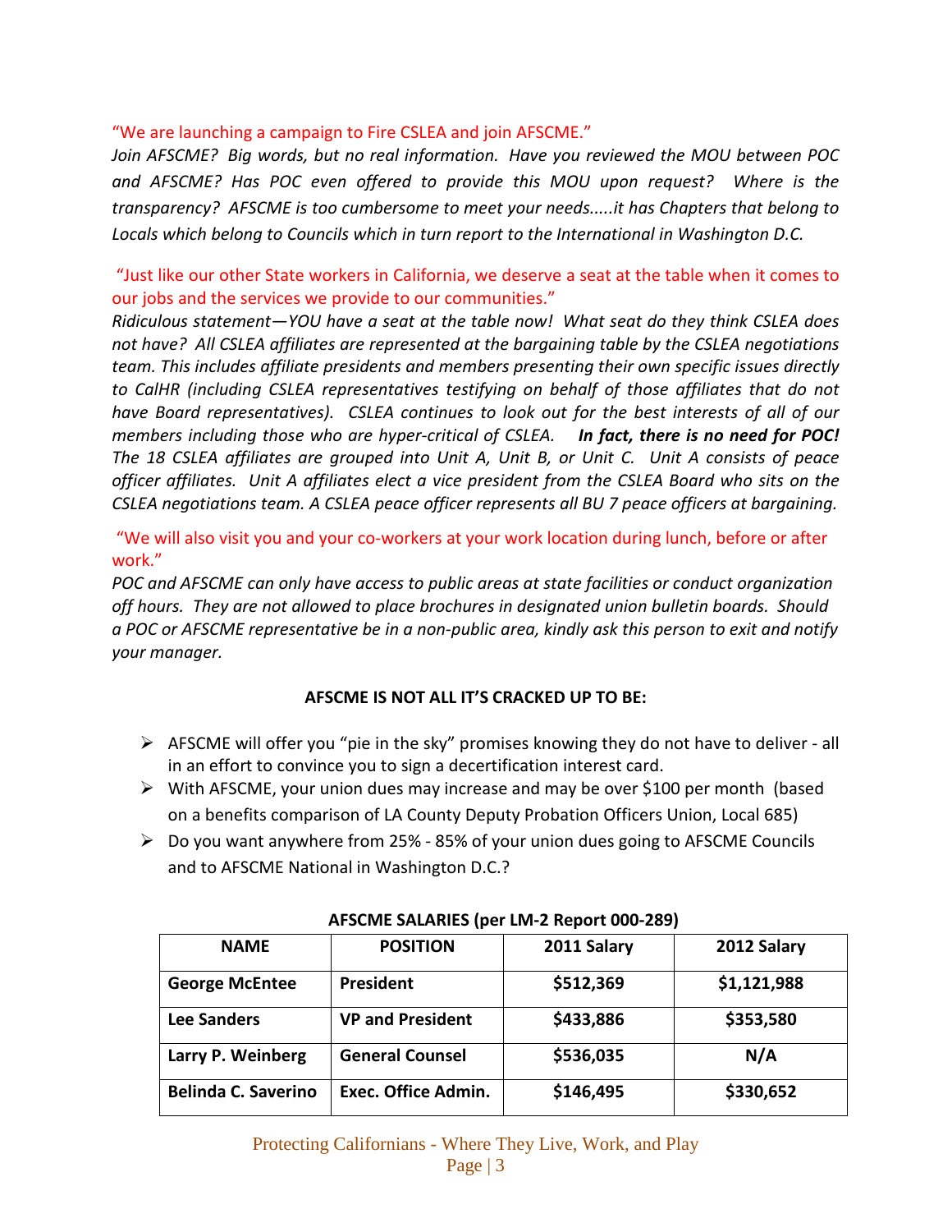"We are launching a campaign to Fire CSLEA and join AFSCME."

*Join AFSCME? Big words, but no real information. Have you reviewed the MOU between POC and AFSCME? Has POC even offered to provide this MOU upon request? Where is the transparency? AFSCME is too cumbersome to meet your needs.....it has Chapters that belong to Locals which belong to Councils which in turn report to the International in Washington D.C.*

"Just like our other State workers in California, we deserve a seat at the table when it comes to our jobs and the services we provide to our communities."

*Ridiculous statement—YOU have a seat at the table now! What seat do they think CSLEA does not have? All CSLEA affiliates are represented at the bargaining table by the CSLEA negotiations team. This includes affiliate presidents and members presenting their own specific issues directly to CalHR (including CSLEA representatives testifying on behalf of those affiliates that do not have Board representatives). CSLEA continues to look out for the best interests of all of our members including those who are hyper-critical of CSLEA.* ***In fact, there is no need for POC!*** *The 18 CSLEA affiliates are grouped into Unit A, Unit B, or Unit C. Unit A consists of peace officer affiliates. Unit A affiliates elect a vice president from the CSLEA Board who sits on the CSLEA negotiations team. A CSLEA peace officer represents all BU 7 peace officers at bargaining.*

"We will also visit you and your co-workers at your work location during lunch, before or after work."

*POC and AFSCME can only have access to public areas at state facilities or conduct organization off hours. They are not allowed to place brochures in designated union bulletin boards. Should a POC or AFSCME representative be in a non-public area, kindly ask this person to exit and notify your manager.*

**AFSCME IS NOT ALL IT'S CRACKED UP TO BE:**

- AFSCME will offer you "pie in the sky" promises knowing they do not have to deliver - all in an effort to convince you to sign a decertification interest card.
- With AFSCME, your union dues may increase and may be over $100 per month (based on a benefits comparison of LA County Deputy Probation Officers Union, Local 685)
- Do you want anywhere from 25% - 85% of your union dues going to AFSCME Councils and to AFSCME National in Washington D.C.?

**AFSCME SALARIES (per LM-2 Report 000-289)**

| NAME | POSITION | 2011 Salary | 2012 Salary |
|---|---|---|---|
| **George McEntee** | **President** | **$512,369** | **$1,121,988** |
| **Lee Sanders** | **VP and President** | **$433,886** | **$353,580** |
| **Larry P. Weinberg** | **General Counsel** | **$536,035** | **N/A** |
| **Belinda C. Saverino** | **Exec. Office Admin.** | **$146,495** | **$330,652** |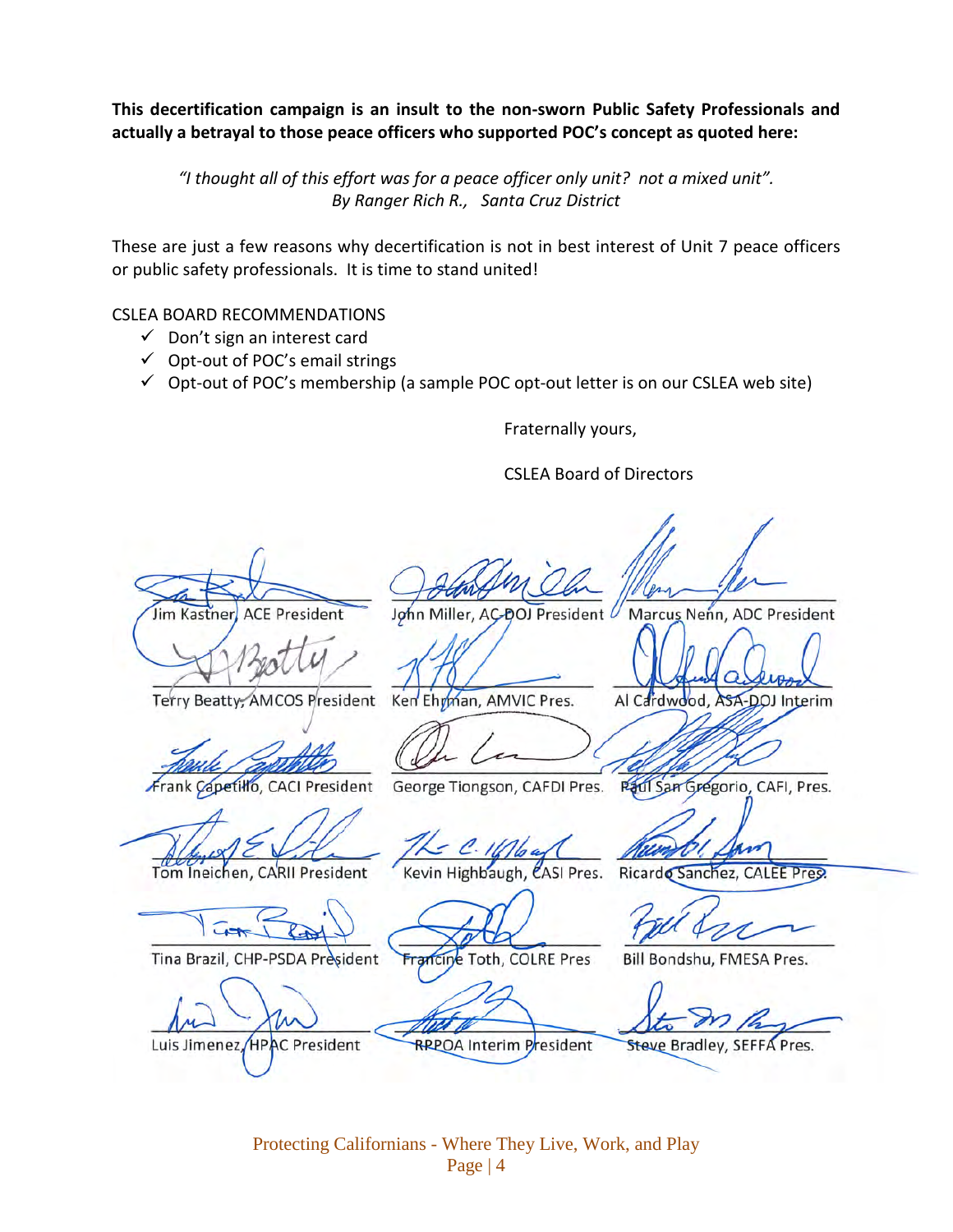**This decertification campaign is an insult to the non-sworn Public Safety Professionals and actually a betrayal to those peace officers who supported POC's concept as quoted here:**

> *"I thought all of this effort was for a peace officer only unit? not a mixed unit". By Ranger Rich R., Santa Cruz District*

These are just a few reasons why decertification is not in best interest of Unit 7 peace officers or public safety professionals. It is time to stand united!

CSLEA BOARD RECOMMENDATIONS

- ✓ Don't sign an interest card
- ✓ Opt-out of POC's email strings
- ✓ Opt-out of POC's membership (a sample POC opt-out letter is on our CSLEA web site)

Fraternally yours,

CSLEA Board of Directors

| | | |
|---|---|---|
| Jim Kastner, ACE President | John Miller, AC-DOJ President | Marcus Nenn, ADC President |
| Terry Beatty, AMCOS President | Ken Ehrman, AMVIC Pres. | Al Cardwood, ASA-DOJ Interim |
| Frank Capetillo, CACI President | George Tiongson, CAFDI Pres. | Paul San Gregorio, CAFI, Pres. |
| Tom Ineichen, CARII President | Kevin Highbaugh, CASI Pres. | Ricardo Sanchez, CALEE Pres. |
| Tina Brazil, CHP-PSDA President | Francine Toth, COLRE Pres | Bill Bondshu, FMESA Pres. |
| Luis Jimenez, HPAC President | RPPOA Interim President | Steve Bradley, SEFFA Pres. |

Protecting Californians - Where They Live, Work, and Play